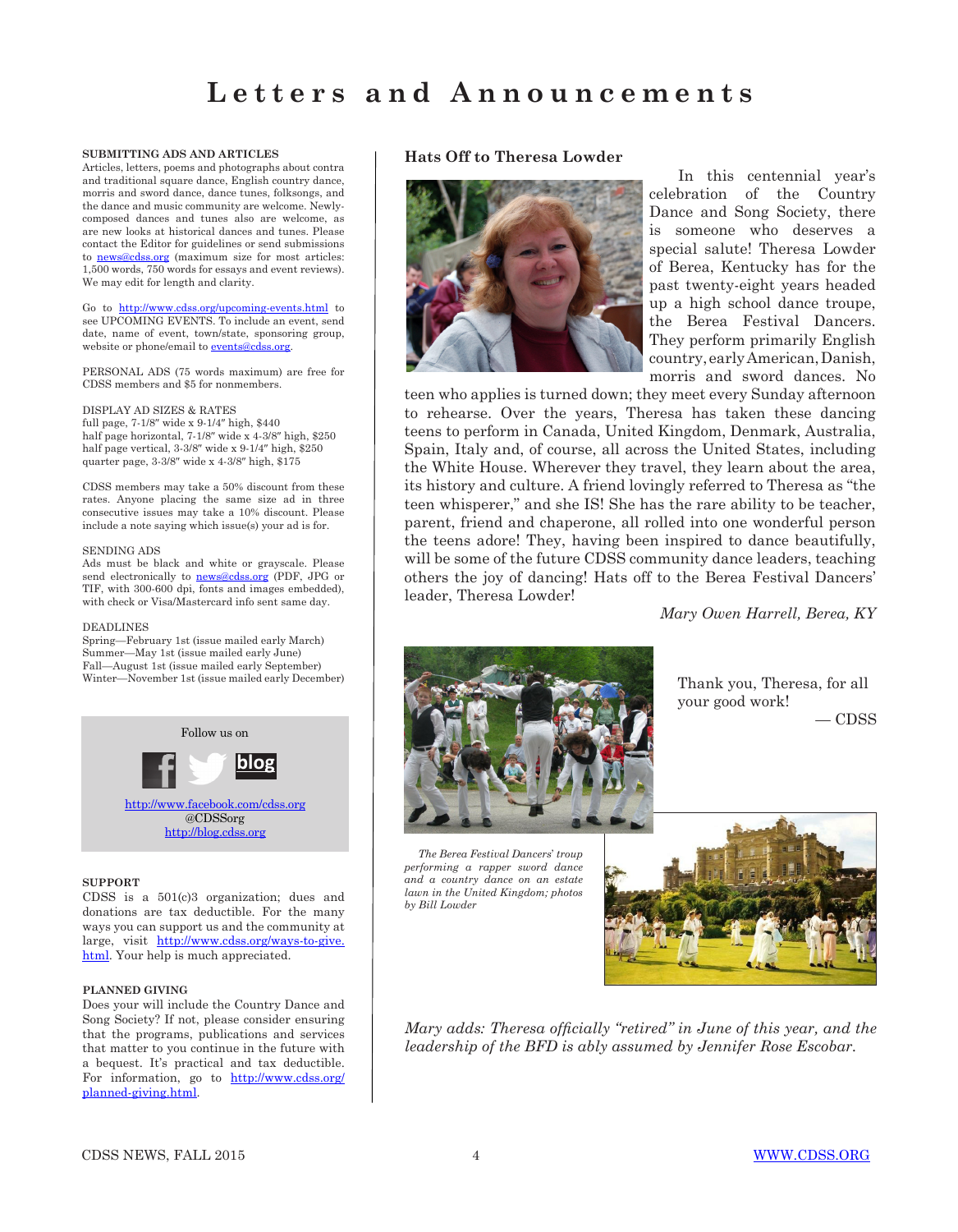# Letters and Announcements

**SUBMITTING ADS AND ARTICLES**

Articles, letters, poems and photographs about contra and traditional square dance, English country dance, morris and sword dance, dance tunes, folksongs, and the dance and music community are welcome. Newly-composed dances and tunes also are welcome, as are new looks at historical dances and tunes. Please contact the Editor for guidelines or send submissions to news@cdss.org (maximum size for most articles: 1,500 words, 750 words for essays and event reviews). We may edit for length and clarity.

Go to http://www.cdss.org/upcoming-events.html to see UPCOMING EVENTS. To include an event, send date, name of event, town/state, sponsoring group, website or phone/email to events@cdss.org.

PERSONAL ADS (75 words maximum) are free for CDSS members and $5 for nonmembers.

DISPLAY AD SIZES & RATES
full page, 7-1/8″ wide x 9-1/4″ high, $440
half page horizontal, 7-1/8″ wide x 4-3/8″ high, $250
half page vertical, 3-3/8″ wide x 9-1/4″ high, $250
quarter page, 3-3/8″ wide x 4-3/8″ high, $175

CDSS members may take a 50% discount from these rates. Anyone placing the same size ad in three consecutive issues may take a 10% discount. Please include a note saying which issue(s) your ad is for.

SENDING ADS
Ads must be black and white or grayscale. Please send electronically to news@cdss.org (PDF, JPG or TIF, with 300-600 dpi, fonts and images embedded), with check or Visa/Mastercard info sent same day.

DEADLINES
Spring—February 1st (issue mailed early March)
Summer—May 1st (issue mailed early June)
Fall—August 1st (issue mailed early September)
Winter—November 1st (issue mailed early December)

Follow us on

http://www.facebook.com/cdss.org
@CDSSorg
http://blog.cdss.org

**SUPPORT**

CDSS is a 501(c)3 organization; dues and donations are tax deductible. For the many ways you can support us and the community at large, visit http://www.cdss.org/ways-to-give.html. Your help is much appreciated.

**PLANNED GIVING**

Does your will include the Country Dance and Song Society? If not, please consider ensuring that the programs, publications and services that matter to you continue in the future with a bequest. It's practical and tax deductible. For information, go to http://www.cdss.org/planned-giving.html.

## Hats Off to Theresa Lowder

In this centennial year's celebration of the Country Dance and Song Society, there is someone who deserves a special salute! Theresa Lowder of Berea, Kentucky has for the past twenty-eight years headed up a high school dance troupe, the Berea Festival Dancers. They perform primarily English country, early American, Danish, morris and sword dances. No teen who applies is turned down; they meet every Sunday afternoon to rehearse. Over the years, Theresa has taken these dancing teens to perform in Canada, United Kingdom, Denmark, Australia, Spain, Italy and, of course, all across the United States, including the White House. Wherever they travel, they learn about the area, its history and culture. A friend lovingly referred to Theresa as "the teen whisperer," and she IS! She has the rare ability to be teacher, parent, friend and chaperone, all rolled into one wonderful person the teens adore! They, having been inspired to dance beautifully, will be some of the future CDSS community dance leaders, teaching others the joy of dancing! Hats off to the Berea Festival Dancers' leader, Theresa Lowder!

*Mary Owen Harrell, Berea, KY*

Thank you, Theresa, for all your good work!
— CDSS

*The Berea Festival Dancers' troup performing a rapper sword dance and a country dance on an estate lawn in the United Kingdom; photos by Bill Lowder*

*Mary adds: Theresa officially "retired" in June of this year, and the leadership of the BFD is ably assumed by Jennifer Rose Escobar.*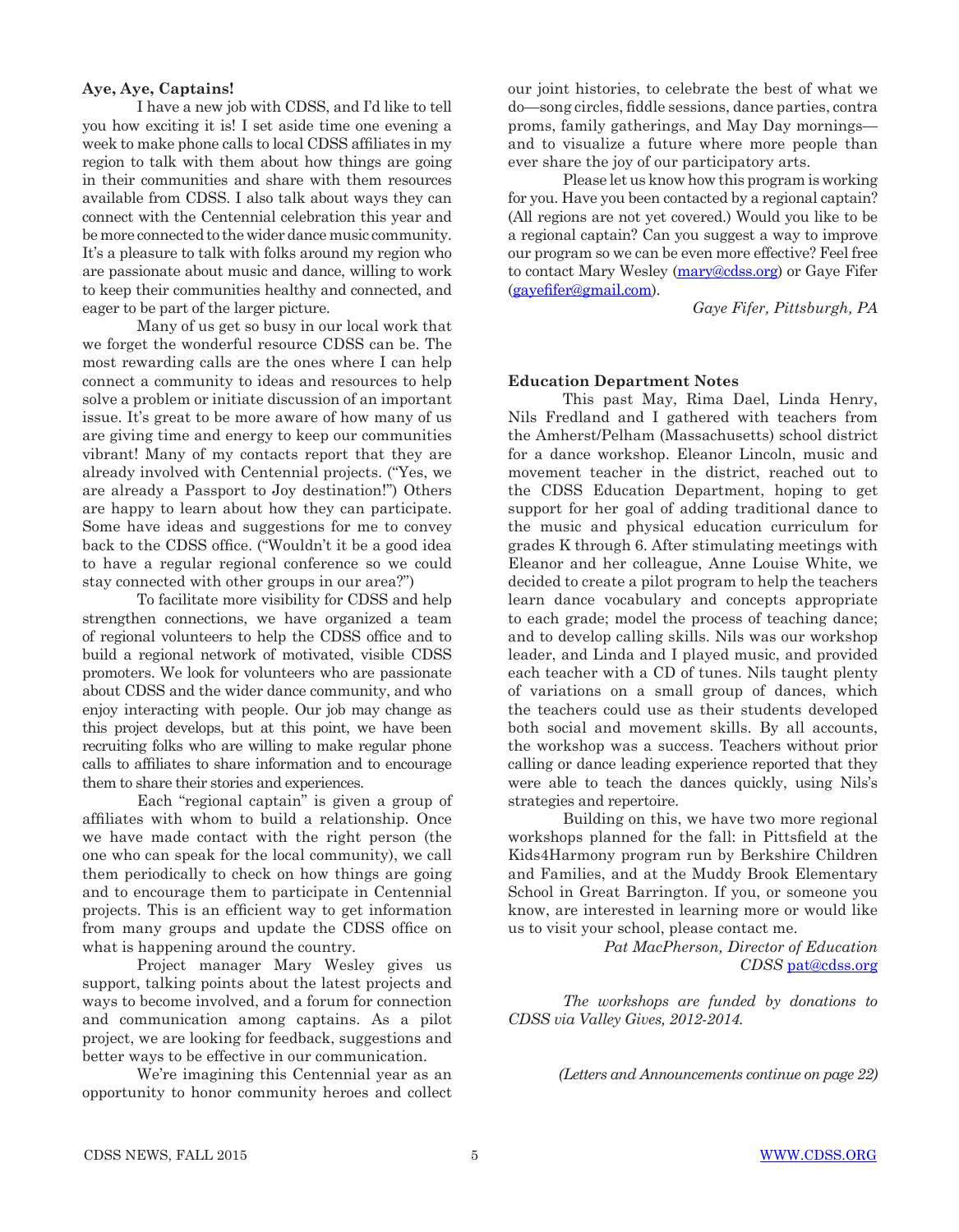### Aye, Aye, Captains!

I have a new job with CDSS, and I'd like to tell you how exciting it is! I set aside time one evening a week to make phone calls to local CDSS affiliates in my region to talk with them about how things are going in their communities and share with them resources available from CDSS. I also talk about ways they can connect with the Centennial celebration this year and be more connected to the wider dance music community. It's a pleasure to talk with folks around my region who are passionate about music and dance, willing to work to keep their communities healthy and connected, and eager to be part of the larger picture.

Many of us get so busy in our local work that we forget the wonderful resource CDSS can be. The most rewarding calls are the ones where I can help connect a community to ideas and resources to help solve a problem or initiate discussion of an important issue. It's great to be more aware of how many of us are giving time and energy to keep our communities vibrant! Many of my contacts report that they are already involved with Centennial projects. ("Yes, we are already a Passport to Joy destination!") Others are happy to learn about how they can participate. Some have ideas and suggestions for me to convey back to the CDSS office. ("Wouldn't it be a good idea to have a regular regional conference so we could stay connected with other groups in our area?")

To facilitate more visibility for CDSS and help strengthen connections, we have organized a team of regional volunteers to help the CDSS office and to build a regional network of motivated, visible CDSS promoters. We look for volunteers who are passionate about CDSS and the wider dance community, and who enjoy interacting with people. Our job may change as this project develops, but at this point, we have been recruiting folks who are willing to make regular phone calls to affiliates to share information and to encourage them to share their stories and experiences.

Each "regional captain" is given a group of affiliates with whom to build a relationship. Once we have made contact with the right person (the one who can speak for the local community), we call them periodically to check on how things are going and to encourage them to participate in Centennial projects. This is an efficient way to get information from many groups and update the CDSS office on what is happening around the country.

Project manager Mary Wesley gives us support, talking points about the latest projects and ways to become involved, and a forum for connection and communication among captains. As a pilot project, we are looking for feedback, suggestions and better ways to be effective in our communication.

We're imagining this Centennial year as an opportunity to honor community heroes and collect our joint histories, to celebrate the best of what we do—song circles, fiddle sessions, dance parties, contra proms, family gatherings, and May Day mornings—and to visualize a future where more people than ever share the joy of our participatory arts.

Please let us know how this program is working for you. Have you been contacted by a regional captain? (All regions are not yet covered.) Would you like to be a regional captain? Can you suggest a way to improve our program so we can be even more effective? Feel free to contact Mary Wesley (mary@cdss.org) or Gaye Fifer (gayefifer@gmail.com).

*Gaye Fifer, Pittsburgh, PA*

### Education Department Notes

This past May, Rima Dael, Linda Henry, Nils Fredland and I gathered with teachers from the Amherst/Pelham (Massachusetts) school district for a dance workshop. Eleanor Lincoln, music and movement teacher in the district, reached out to the CDSS Education Department, hoping to get support for her goal of adding traditional dance to the music and physical education curriculum for grades K through 6. After stimulating meetings with Eleanor and her colleague, Anne Louise White, we decided to create a pilot program to help the teachers learn dance vocabulary and concepts appropriate to each grade; model the process of teaching dance; and to develop calling skills. Nils was our workshop leader, and Linda and I played music, and provided each teacher with a CD of tunes. Nils taught plenty of variations on a small group of dances, which the teachers could use as their students developed both social and movement skills. By all accounts, the workshop was a success. Teachers without prior calling or dance leading experience reported that they were able to teach the dances quickly, using Nils's strategies and repertoire.

Building on this, we have two more regional workshops planned for the fall: in Pittsfield at the Kids4Harmony program run by Berkshire Children and Families, and at the Muddy Brook Elementary School in Great Barrington. If you, or someone you know, are interested in learning more or would like us to visit your school, please contact me.

*Pat MacPherson, Director of Education*
*CDSS* pat@cdss.org

*The workshops are funded by donations to CDSS via Valley Gives, 2012-2014.*

*(Letters and Announcements continue on page 22)*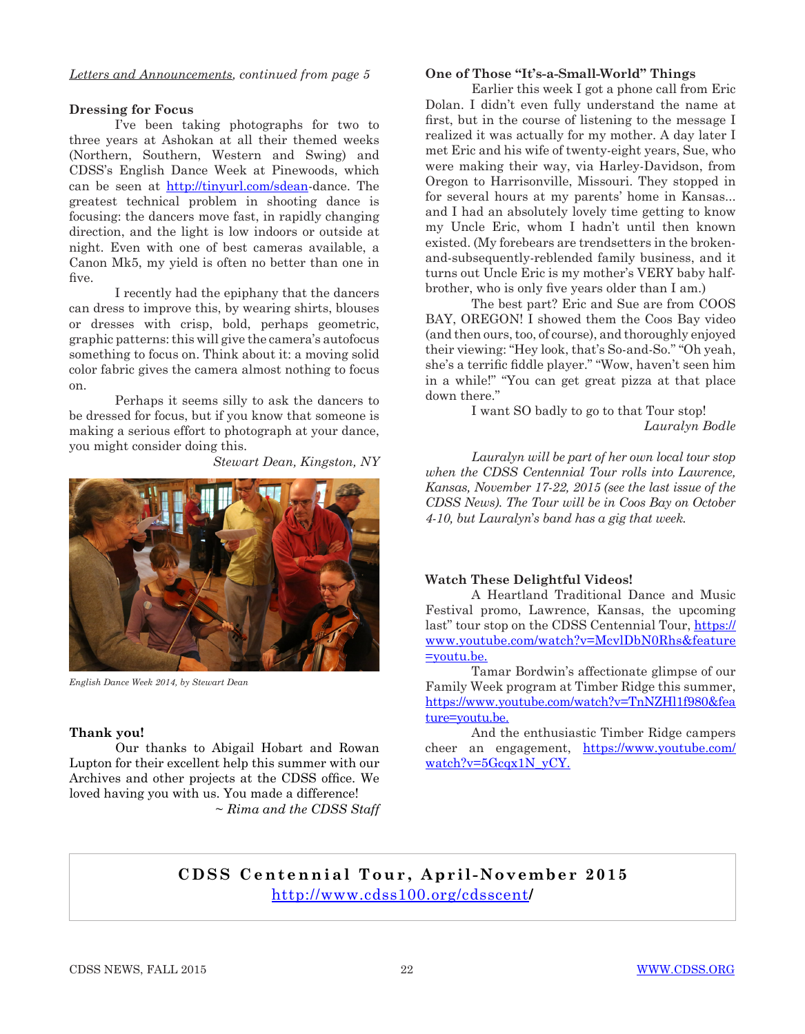*Letters and Announcements, continued from page 5*

### Dressing for Focus

I've been taking photographs for two to three years at Ashokan at all their themed weeks (Northern, Southern, Western and Swing) and CDSS's English Dance Week at Pinewoods, which can be seen at http://tinyurl.com/sdean-dance. The greatest technical problem in shooting dance is focusing: the dancers move fast, in rapidly changing direction, and the light is low indoors or outside at night. Even with one of best cameras available, a Canon Mk5, my yield is often no better than one in five.

I recently had the epiphany that the dancers can dress to improve this, by wearing shirts, blouses or dresses with crisp, bold, perhaps geometric, graphic patterns: this will give the camera's autofocus something to focus on. Think about it: a moving solid color fabric gives the camera almost nothing to focus on.

Perhaps it seems silly to ask the dancers to be dressed for focus, but if you know that someone is making a serious effort to photograph at your dance, you might consider doing this.

*Stewart Dean, Kingston, NY*

*English Dance Week 2014, by Stewart Dean*

### Thank you!

Our thanks to Abigail Hobart and Rowan Lupton for their excellent help this summer with our Archives and other projects at the CDSS office. We loved having you with us. You made a difference!

*~ Rima and the CDSS Staff*

### One of Those "It's-a-Small-World" Things

Earlier this week I got a phone call from Eric Dolan. I didn't even fully understand the name at first, but in the course of listening to the message I realized it was actually for my mother. A day later I met Eric and his wife of twenty-eight years, Sue, who were making their way, via Harley-Davidson, from Oregon to Harrisonville, Missouri. They stopped in for several hours at my parents' home in Kansas... and I had an absolutely lovely time getting to know my Uncle Eric, whom I hadn't until then known existed. (My forebears are trendsetters in the broken-and-subsequently-reblended family business, and it turns out Uncle Eric is my mother's VERY baby half-brother, who is only five years older than I am.)

The best part? Eric and Sue are from COOS BAY, OREGON! I showed them the Coos Bay video (and then ours, too, of course), and thoroughly enjoyed their viewing: "Hey look, that's So-and-So." "Oh yeah, she's a terrific fiddle player." "Wow, haven't seen him in a while!" "You can get great pizza at that place down there."

I want SO badly to go to that Tour stop!

*Lauralyn Bodle*

*Lauralyn will be part of her own local tour stop when the CDSS Centennial Tour rolls into Lawrence, Kansas, November 17-22, 2015 (see the last issue of the CDSS News). The Tour will be in Coos Bay on October 4-10, but Lauralyn's band has a gig that week.*

### Watch These Delightful Videos!

A Heartland Traditional Dance and Music Festival promo, Lawrence, Kansas, the upcoming last" tour stop on the CDSS Centennial Tour, https://www.youtube.com/watch?v=McvlDbN0Rhs&feature=youtu.be.

Tamar Bordwin's affectionate glimpse of our Family Week program at Timber Ridge this summer, https://www.youtube.com/watch?v=TnNZHl1f980&feature=youtu.be.

And the enthusiastic Timber Ridge campers cheer an engagement, https://www.youtube.com/watch?v=5Gcqx1N_yCY.

**CDSS Centennial Tour, April-November 2015**
http://www.cdss100.org/cdsscent/